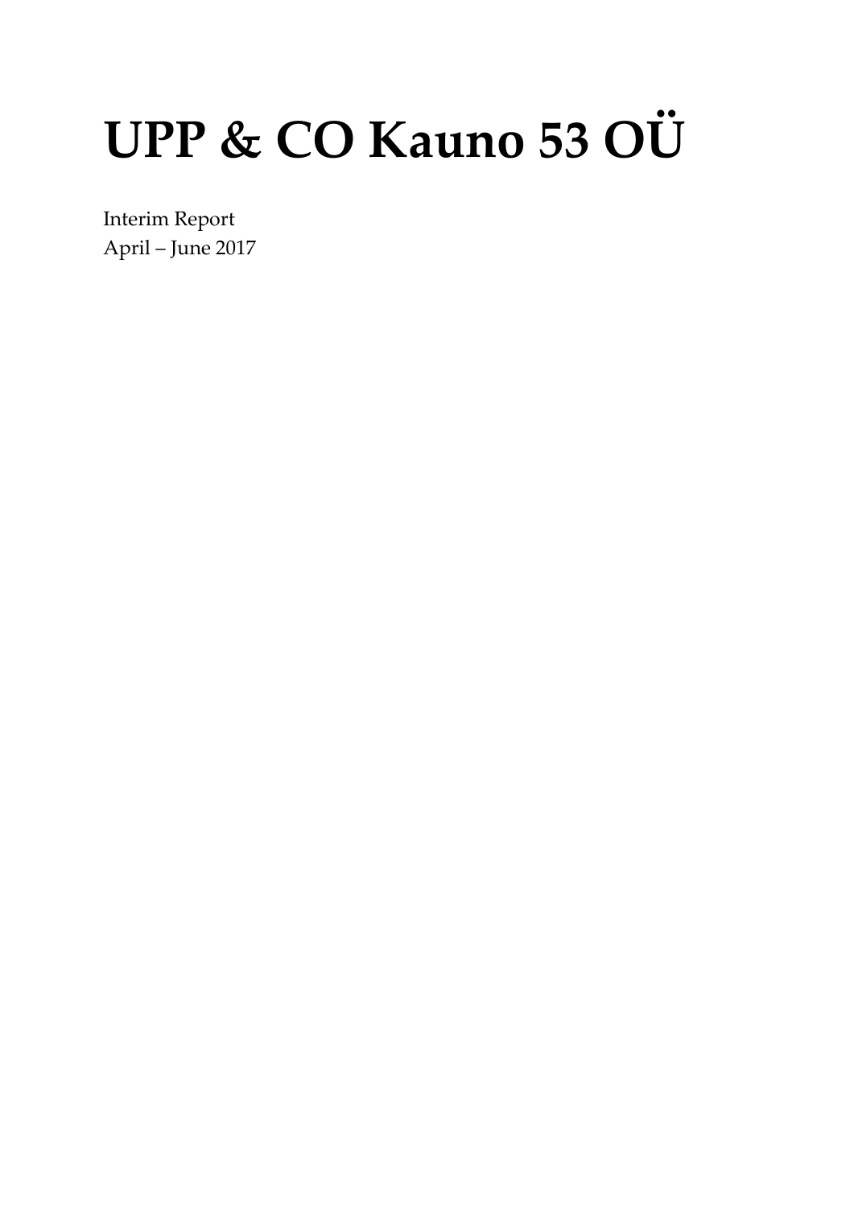# UPP & CO Kauno 53 OÜ

Interim Report
April – June 2017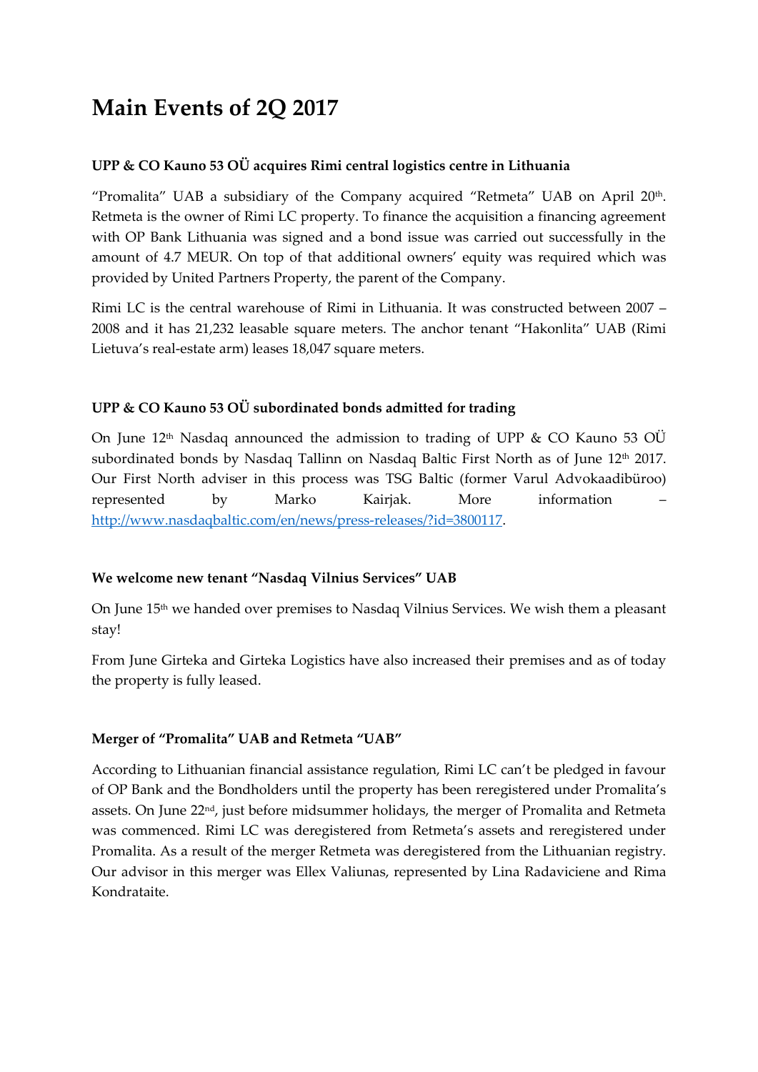# Main Events of 2Q 2017

### UPP & CO Kauno 53 OÜ acquires Rimi central logistics centre in Lithuania

"Promalita" UAB a subsidiary of the Company acquired "Retmeta" UAB on April 20th. Retmeta is the owner of Rimi LC property. To finance the acquisition a financing agreement with OP Bank Lithuania was signed and a bond issue was carried out successfully in the amount of 4.7 MEUR. On top of that additional owners' equity was required which was provided by United Partners Property, the parent of the Company.

Rimi LC is the central warehouse of Rimi in Lithuania. It was constructed between 2007 – 2008 and it has 21,232 leasable square meters. The anchor tenant "Hakonlita" UAB (Rimi Lietuva's real-estate arm) leases 18,047 square meters.

### UPP & CO Kauno 53 OÜ subordinated bonds admitted for trading

On June 12th Nasdaq announced the admission to trading of UPP & CO Kauno 53 OÜ subordinated bonds by Nasdaq Tallinn on Nasdaq Baltic First North as of June 12th 2017. Our First North adviser in this process was TSG Baltic (former Varul Advokaadibüroo) represented by Marko Kairjak. More information – [http://www.nasdaqbaltic.com/en/news/press-releases/?id=3800117](http://www.nasdaqbaltic.com/en/news/press-releases/?id=3800117).

### We welcome new tenant "Nasdaq Vilnius Services" UAB

On June 15th we handed over premises to Nasdaq Vilnius Services. We wish them a pleasant stay!

From June Girteka and Girteka Logistics have also increased their premises and as of today the property is fully leased.

### Merger of "Promalita" UAB and Retmeta "UAB"

According to Lithuanian financial assistance regulation, Rimi LC can't be pledged in favour of OP Bank and the Bondholders until the property has been reregistered under Promalita's assets. On June 22nd, just before midsummer holidays, the merger of Promalita and Retmeta was commenced. Rimi LC was deregistered from Retmeta's assets and reregistered under Promalita. As a result of the merger Retmeta was deregistered from the Lithuanian registry. Our advisor in this merger was Ellex Valiunas, represented by Lina Radaviciene and Rima Kondrataite.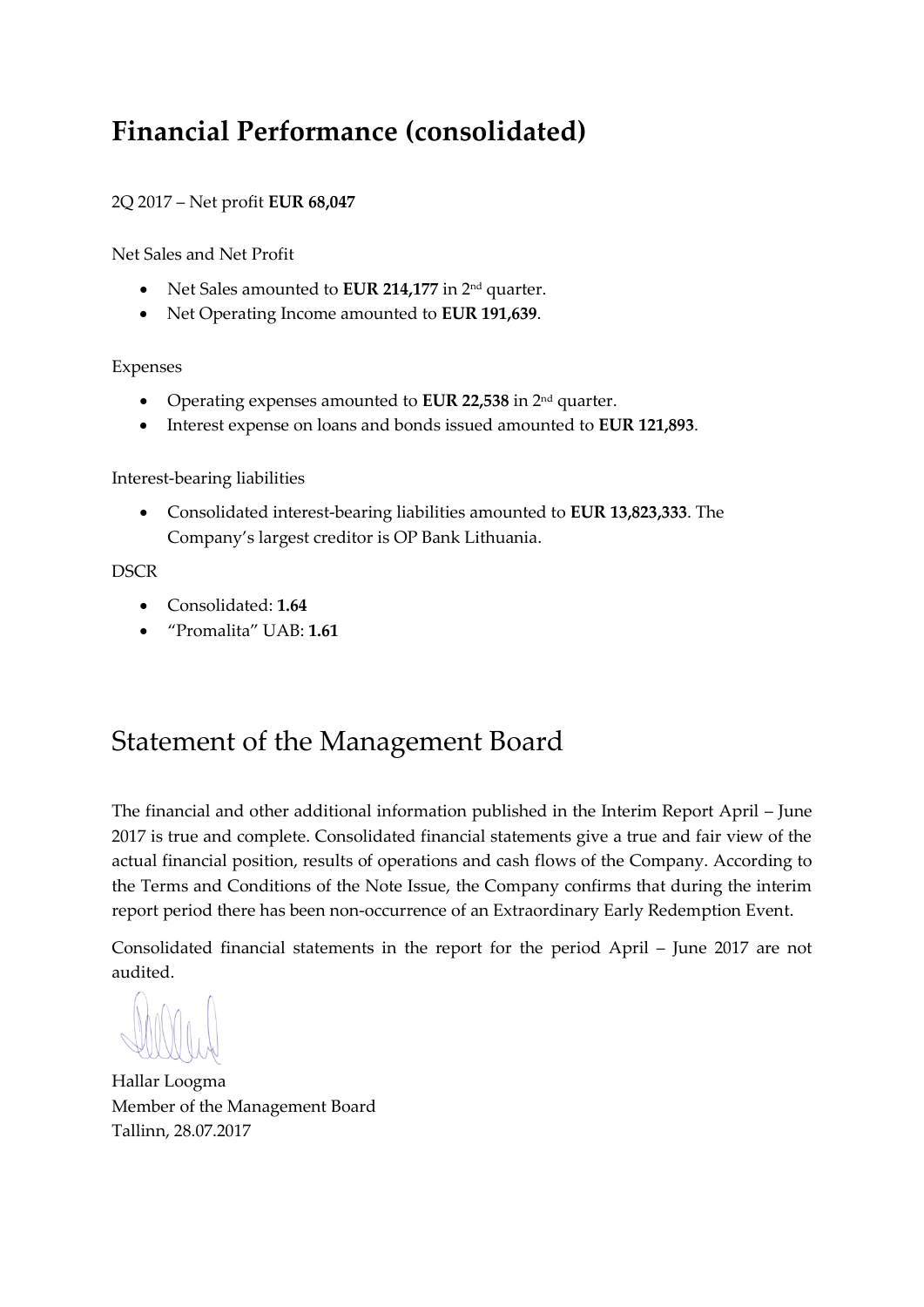# Financial Performance (consolidated)

2Q 2017 – Net profit **EUR 68,047**

Net Sales and Net Profit

- Net Sales amounted to **EUR 214,177** in 2nd quarter.
- Net Operating Income amounted to **EUR 191,639**.

Expenses

- Operating expenses amounted to **EUR 22,538** in 2nd quarter.
- Interest expense on loans and bonds issued amounted to **EUR 121,893**.

Interest-bearing liabilities

- Consolidated interest-bearing liabilities amounted to **EUR 13,823,333**. The Company's largest creditor is OP Bank Lithuania.

DSCR

- Consolidated: **1.64**
- "Promalita" UAB: **1.61**

# Statement of the Management Board

The financial and other additional information published in the Interim Report April – June 2017 is true and complete. Consolidated financial statements give a true and fair view of the actual financial position, results of operations and cash flows of the Company. According to the Terms and Conditions of the Note Issue, the Company confirms that during the interim report period there has been non-occurrence of an Extraordinary Early Redemption Event.

Consolidated financial statements in the report for the period April – June 2017 are not audited.

Hallar Loogma
Member of the Management Board
Tallinn, 28.07.2017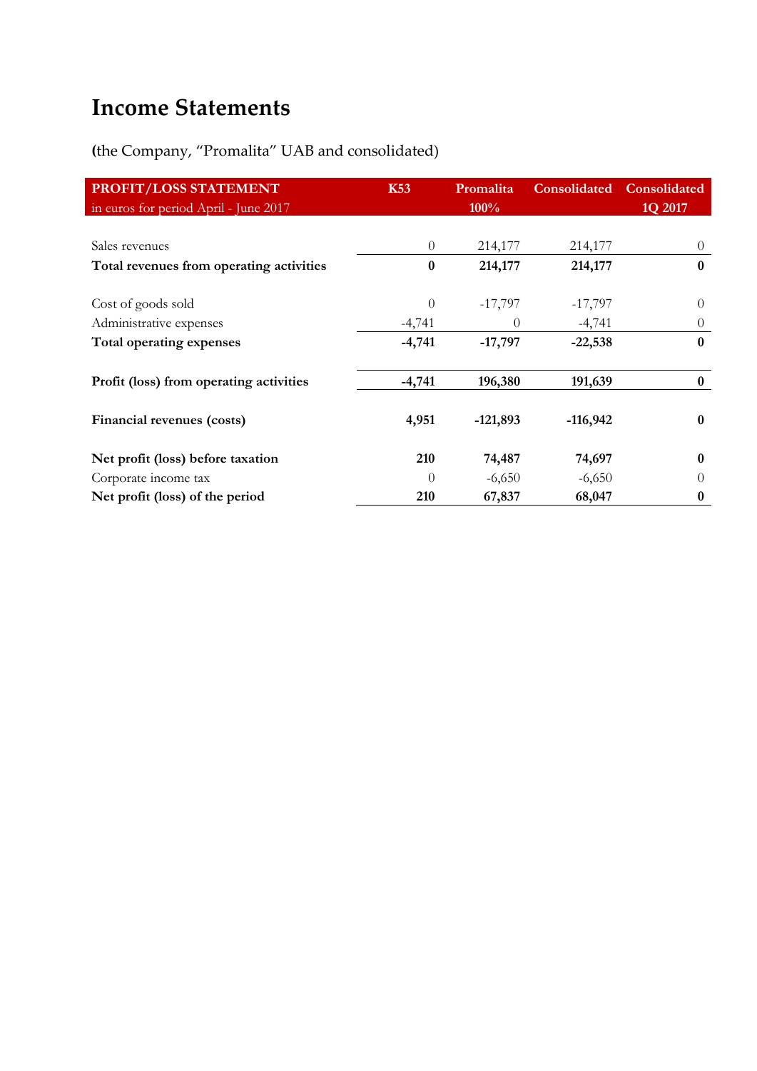# Income Statements

**(**the Company, "Promalita" UAB and consolidated)

| **PROFIT/LOSS STATEMENT**<br>in euros for period April - June 2017 | **K53** | **Promalita 100%** | **Consolidated** | **Consolidated 1Q 2017** |
|---|---|---|---|---|
| Sales revenues | 0 | 214,177 | 214,177 | 0 |
| **Total revenues from operating activities** | **0** | **214,177** | **214,177** | **0** |
| Cost of goods sold | 0 | -17,797 | -17,797 | 0 |
| Administrative expenses | -4,741 | 0 | -4,741 | 0 |
| **Total operating expenses** | **-4,741** | **-17,797** | **-22,538** | **0** |
| **Profit (loss) from operating activities** | **-4,741** | **196,380** | **191,639** | **0** |
| **Financial revenues (costs)** | **4,951** | **-121,893** | **-116,942** | **0** |
| **Net profit (loss) before taxation** | **210** | **74,487** | **74,697** | **0** |
| Corporate income tax | 0 | -6,650 | -6,650 | 0 |
| **Net profit (loss) of the period** | **210** | **67,837** | **68,047** | **0** |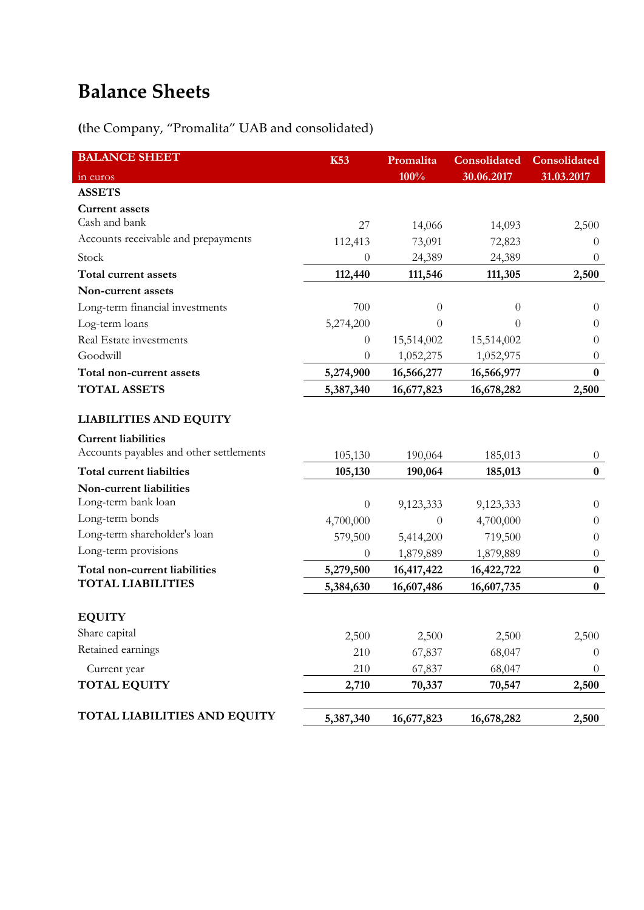# Balance Sheets

**(**the Company, "Promalita" UAB and consolidated)

| BALANCE SHEET in euros | K53 | Promalita 100% | Consolidated 30.06.2017 | Consolidated 31.03.2017 |
|---|---|---|---|---|
| **ASSETS** | | | | |
| **Current assets** | | | | |
| Cash and bank | 27 | 14,066 | 14,093 | 2,500 |
| Accounts receivable and prepayments | 112,413 | 73,091 | 72,823 | 0 |
| Stock | 0 | 24,389 | 24,389 | 0 |
| **Total current assets** | **112,440** | **111,546** | **111,305** | **2,500** |
| **Non-current assets** | | | | |
| Long-term financial investments | 700 | 0 | 0 | 0 |
| Log-term loans | 5,274,200 | 0 | 0 | 0 |
| Real Estate investments | 0 | 15,514,002 | 15,514,002 | 0 |
| Goodwill | 0 | 1,052,275 | 1,052,975 | 0 |
| **Total non-current assets** | **5,274,900** | **16,566,277** | **16,566,977** | **0** |
| **TOTAL ASSETS** | **5,387,340** | **16,677,823** | **16,678,282** | **2,500** |
| | | | | |
| **LIABILITIES AND EQUITY** | | | | |
| **Current liabilities** | | | | |
| Accounts payables and other settlements | 105,130 | 190,064 | 185,013 | 0 |
| **Total current liabilties** | **105,130** | **190,064** | **185,013** | **0** |
| **Non-current liabilities** | | | | |
| Long-term bank loan | 0 | 9,123,333 | 9,123,333 | 0 |
| Long-term bonds | 4,700,000 | 0 | 4,700,000 | 0 |
| Long-term shareholder's loan | 579,500 | 5,414,200 | 719,500 | 0 |
| Long-term provisions | 0 | 1,879,889 | 1,879,889 | 0 |
| **Total non-current liabilities** | **5,279,500** | **16,417,422** | **16,422,722** | **0** |
| **TOTAL LIABILITIES** | **5,384,630** | **16,607,486** | **16,607,735** | **0** |
| | | | | |
| **EQUITY** | | | | |
| Share capital | 2,500 | 2,500 | 2,500 | 2,500 |
| Retained earnings | 210 | 67,837 | 68,047 | 0 |
| Current year | 210 | 67,837 | 68,047 | 0 |
| **TOTAL EQUITY** | **2,710** | **70,337** | **70,547** | **2,500** |
| | | | | |
| **TOTAL LIABILITIES AND EQUITY** | **5,387,340** | **16,677,823** | **16,678,282** | **2,500** |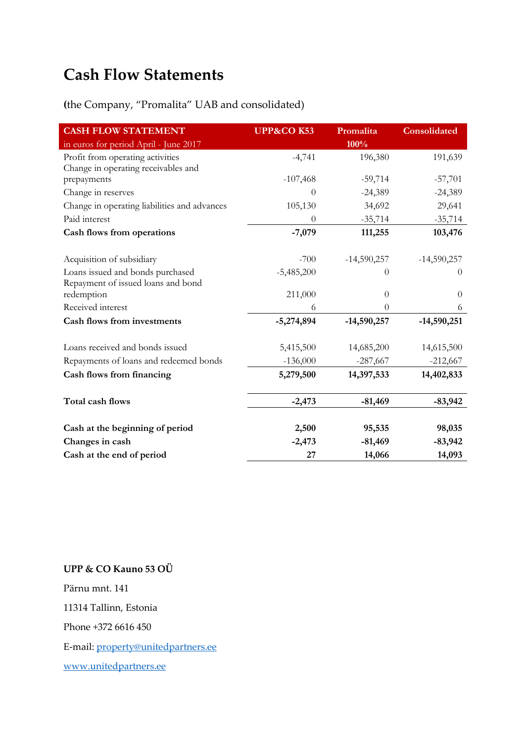# Cash Flow Statements

**(**the Company, "Promalita" UAB and consolidated)

| CASH FLOW STATEMENT<br>in euros for period April - June 2017 | UPP&CO K53 | Promalita<br>100% | Consolidated |
|---|---|---|---|
| Profit from operating activities | -4,741 | 196,380 | 191,639 |
| Change in operating receivables and prepayments | -107,468 | -59,714 | -57,701 |
| Change in reserves | 0 | -24,389 | -24,389 |
| Change in operating liabilities and advances | 105,130 | 34,692 | 29,641 |
| Paid interest | 0 | -35,714 | -35,714 |
| **Cash flows from operations** | **-7,079** | **111,255** | **103,476** |
| | | | |
| Acquisition of subsidiary | -700 | -14,590,257 | -14,590,257 |
| Loans issued and bonds purchased | -5,485,200 | 0 | 0 |
| Repayment of issued loans and bond redemption | 211,000 | 0 | 0 |
| Received interest | 6 | 0 | 6 |
| **Cash flows from investments** | **-5,274,894** | **-14,590,257** | **-14,590,251** |
| | | | |
| Loans received and bonds issued | 5,415,500 | 14,685,200 | 14,615,500 |
| Repayments of loans and redeemed bonds | -136,000 | -287,667 | -212,667 |
| **Cash flows from financing** | **5,279,500** | **14,397,533** | **14,402,833** |
| | | | |
| **Total cash flows** | **-2,473** | **-81,469** | **-83,942** |
| | | | |
| **Cash at the beginning of period** | **2,500** | **95,535** | **98,035** |
| **Changes in cash** | **-2,473** | **-81,469** | **-83,942** |
| **Cash at the end of period** | **27** | **14,066** | **14,093** |

**UPP & CO Kauno 53 OÜ**

Pärnu mnt. 141

11314 Tallinn, Estonia

Phone +372 6616 450

E-mail: property@unitedpartners.ee

www.unitedpartners.ee